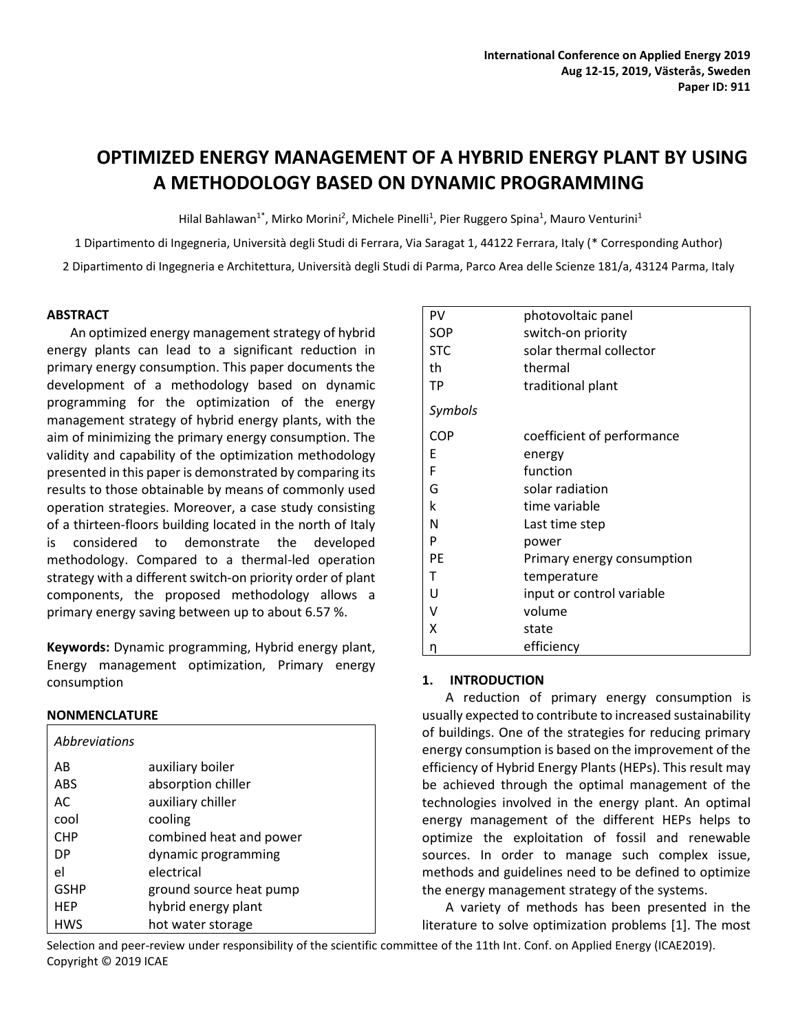# OPTIMIZED ENERGY MANAGEMENT OF A HYBRID ENERGY PLANT BY USING A METHODOLOGY BASED ON DYNAMIC PROGRAMMING

Hilal Bahlawan[1*], Mirko Morini[2], Michele Pinelli[1], Pier Ruggero Spina[1], Mauro Venturini[1]

1 Dipartimento di Ingegneria, Università degli Studi di Ferrara, Via Saragat 1, 44122 Ferrara, Italy (* Corresponding Author)

2 Dipartimento di Ingegneria e Architettura, Università degli Studi di Parma, Parco Area delle Scienze 181/a, 43124 Parma, Italy

## ABSTRACT

An optimized energy management strategy of hybrid energy plants can lead to a significant reduction in primary energy consumption. This paper documents the development of a methodology based on dynamic programming for the optimization of the energy management strategy of hybrid energy plants, with the aim of minimizing the primary energy consumption. The validity and capability of the optimization methodology presented in this paper is demonstrated by comparing its results to those obtainable by means of commonly used operation strategies. Moreover, a case study consisting of a thirteen-floors building located in the north of Italy is considered to demonstrate the developed methodology. Compared to a thermal-led operation strategy with a different switch-on priority order of plant components, the proposed methodology allows a primary energy saving between up to about 6.57 %.

**Keywords:** Dynamic programming, Hybrid energy plant, Energy management optimization, Primary energy consumption

## NONMENCLATURE

| *Abbreviations* | |
|---|---|
| AB | auxiliary boiler |
| ABS | absorption chiller |
| AC | auxiliary chiller |
| cool | cooling |
| CHP | combined heat and power |
| DP | dynamic programming |
| el | electrical |
| GSHP | ground source heat pump |
| HEP | hybrid energy plant |
| HWS | hot water storage |
| PV | photovoltaic panel |
| SOP | switch-on priority |
| STC | solar thermal collector |
| th | thermal |
| TP | traditional plant |
| *Symbols* | |
| COP | coefficient of performance |
| E | energy |
| F | function |
| G | solar radiation |
| k | time variable |
| N | Last time step |
| P | power |
| PE | Primary energy consumption |
| T | temperature |
| U | input or control variable |
| V | volume |
| X | state |
| η | efficiency |

## 1. INTRODUCTION

A reduction of primary energy consumption is usually expected to contribute to increased sustainability of buildings. One of the strategies for reducing primary energy consumption is based on the improvement of the efficiency of Hybrid Energy Plants (HEPs). This result may be achieved through the optimal management of the technologies involved in the energy plant. An optimal energy management of the different HEPs helps to optimize the exploitation of fossil and renewable sources. In order to manage such complex issue, methods and guidelines need to be defined to optimize the energy management strategy of the systems.

A variety of methods has been presented in the literature to solve optimization problems [1]. The most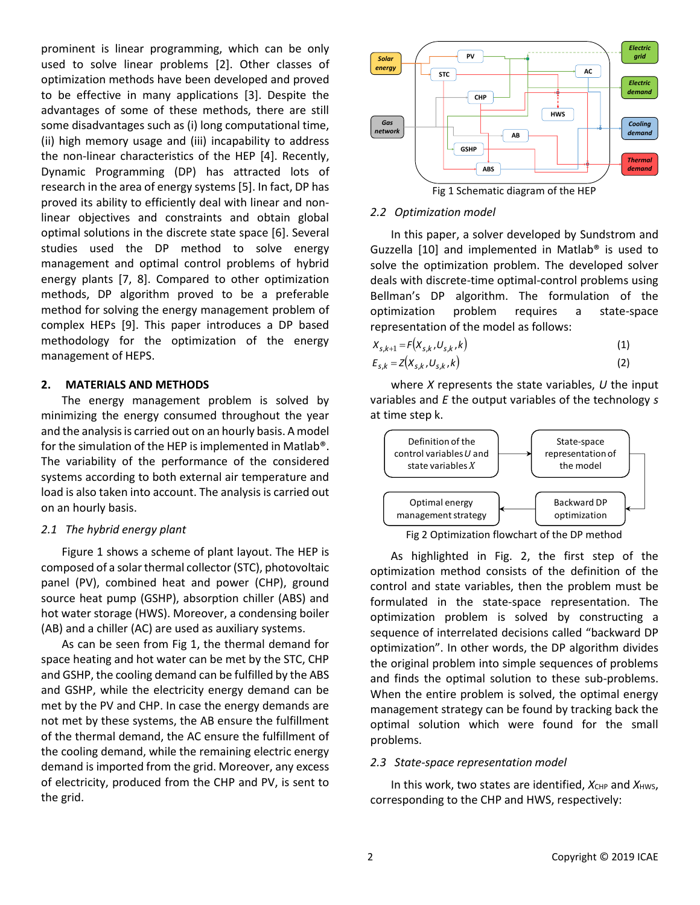prominent is linear programming, which can be only used to solve linear problems [2]. Other classes of optimization methods have been developed and proved to be effective in many applications [3]. Despite the advantages of some of these methods, there are still some disadvantages such as (i) long computational time, (ii) high memory usage and (iii) incapability to address the non-linear characteristics of the HEP [4]. Recently, Dynamic Programming (DP) has attracted lots of research in the area of energy systems [5]. In fact, DP has proved its ability to efficiently deal with linear and non-linear objectives and constraints and obtain global optimal solutions in the discrete state space [6]. Several studies used the DP method to solve energy management and optimal control problems of hybrid energy plants [7, 8]. Compared to other optimization methods, DP algorithm proved to be a preferable method for solving the energy management problem of complex HEPs [9]. This paper introduces a DP based methodology for the optimization of the energy management of HEPS.

## 2. MATERIALS AND METHODS

The energy management problem is solved by minimizing the energy consumed throughout the year and the analysis is carried out on an hourly basis. A model for the simulation of the HEP is implemented in Matlab®. The variability of the performance of the considered systems according to both external air temperature and load is also taken into account. The analysis is carried out on an hourly basis.

### *2.1 The hybrid energy plant*

Figure 1 shows a scheme of plant layout. The HEP is composed of a solar thermal collector (STC), photovoltaic panel (PV), combined heat and power (CHP), ground source heat pump (GSHP), absorption chiller (ABS) and hot water storage (HWS). Moreover, a condensing boiler (AB) and a chiller (AC) are used as auxiliary systems.

As can be seen from Fig 1, the thermal demand for space heating and hot water can be met by the STC, CHP and GSHP, the cooling demand can be fulfilled by the ABS and GSHP, while the electricity energy demand can be met by the PV and CHP. In case the energy demands are not met by these systems, the AB ensure the fulfillment of the thermal demand, the AC ensure the fulfillment of the cooling demand, while the remaining electric energy demand is imported from the grid. Moreover, any excess of electricity, produced from the CHP and PV, is sent to the grid.

Fig 1 Schematic diagram of the HEP

### *2.2 Optimization model*

In this paper, a solver developed by Sundstrom and Guzzella [10] and implemented in Matlab® is used to solve the optimization problem. The developed solver deals with discrete-time optimal-control problems using Bellman's DP algorithm. The formulation of the optimization problem requires a state-space representation of the model as follows:

$$X_{s,k+1} = F(X_{s,k}, U_{s,k}, k) \quad (1)$$

$$E_{s,k} = Z(X_{s,k}, U_{s,k}, k) \quad (2)$$

where $X$ represents the state variables, $U$ the input variables and $E$ the output variables of the technology $s$ at time step k.

Fig 2 Optimization flowchart of the DP method

As highlighted in Fig. 2, the first step of the optimization method consists of the definition of the control and state variables, then the problem must be formulated in the state-space representation. The optimization problem is solved by constructing a sequence of interrelated decisions called "backward DP optimization". In other words, the DP algorithm divides the original problem into simple sequences of problems and finds the optimal solution to these sub-problems. When the entire problem is solved, the optimal energy management strategy can be found by tracking back the optimal solution which were found for the small problems.

### *2.3 State-space representation model*

In this work, two states are identified, $X_{CHP}$ and $X_{HWS}$, corresponding to the CHP and HWS, respectively: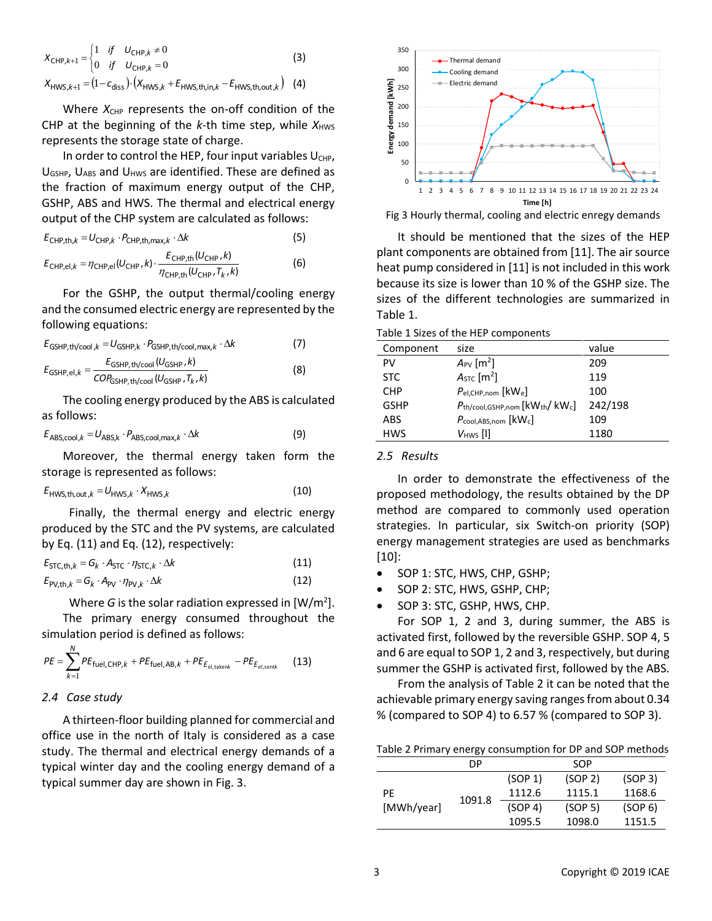$$X_{CHP,k+1} = \begin{cases} 1 & if \quad U_{CHP,k} \neq 0 \\ 0 & if \quad U_{CHP,k} = 0 \end{cases} \tag{3}$$

$$X_{HWS,k+1} = (1 - c_{diss}) \cdot (X_{HWS,k} + E_{HWS,th,in,k} - E_{HWS,th,out,k}) \tag{4}$$

Where $X_{CHP}$ represents the on-off condition of the CHP at the beginning of the $k$-th time step, while $X_{HWS}$ represents the storage state of charge.

In order to control the HEP, four input variables $U_{CHP}$, $U_{GSHP}$, $U_{ABS}$ and $U_{HWS}$ are identified. These are defined as the fraction of maximum energy output of the CHP, GSHP, ABS and HWS. The thermal and electrical energy output of the CHP system are calculated as follows:

$$E_{CHP,th,k} = U_{CHP,k} \cdot P_{CHP,th,max,k} \cdot \Delta k \tag{5}$$

$$E_{CHP,el,k} = \eta_{CHP,el}(U_{CHP},k) \cdot \frac{E_{CHP,th}(U_{CHP},k)}{\eta_{CHP,th}(U_{CHP},T_k,k)} \tag{6}$$

For the GSHP, the output thermal/cooling energy and the consumed electric energy are represented by the following equations:

$$E_{GSHP,th/cool,k} = U_{GSHP,k} \cdot P_{GSHP,th/cool,max,k} \cdot \Delta k \tag{7}$$

$$E_{GSHP,el,k} = \frac{E_{GSHP,th/cool}(U_{GSHP},k)}{COP_{GSHP,th/cool}(U_{GSHP},T_k,k)} \tag{8}$$

The cooling energy produced by the ABS is calculated as follows:

$$E_{ABS,cool,k} = U_{ABS,k} \cdot P_{ABS,cool,max,k} \cdot \Delta k \tag{9}$$

Moreover, the thermal energy taken form the storage is represented as follows:

$$E_{HWS,th,out,k} = U_{HWS,k} \cdot X_{HWS,k} \tag{10}$$

Finally, the thermal energy and electric energy produced by the STC and the PV systems, are calculated by Eq. (11) and Eq. (12), respectively:

$$E_{STC,th,k} = G_k \cdot A_{STC} \cdot \eta_{STC,k} \cdot \Delta k \tag{11}$$

$$E_{PV,th,k} = G_k \cdot A_{PV} \cdot \eta_{PV,k} \cdot \Delta k \tag{12}$$

Where $G$ is the solar radiation expressed in [W/m$^2$].

The primary energy consumed throughout the simulation period is defined as follows:

$$PE = \sum_{k=1}^{N} PE_{fuel,CHP,k} + PE_{fuel,AB,k} + PE_{E_{el,takenk}} - PE_{E_{el,sentk}} \tag{13}$$

### 2.4 *Case study*

A thirteen-floor building planned for commercial and office use in the north of Italy is considered as a case study. The thermal and electrical energy demands of a typical winter day and the cooling energy demand of a typical summer day are shown in Fig. 3.

Fig 3 Hourly thermal, cooling and electric enregy demands

It should be mentioned that the sizes of the HEP plant components are obtained from [11]. The air source heat pump considered in [11] is not included in this work because its size is lower than 10 % of the GSHP size. The sizes of the different technologies are summarized in Table 1.

Table 1 Sizes of the HEP components

| Component | size | value |
|---|---|---|
| PV | $A_{PV}$ [m$^2$] | 209 |
| STC | $A_{STC}$ [m$^2$] | 119 |
| CHP | $P_{el,CHP,nom}$ [kW$_e$] | 100 |
| GSHP | $P_{th/cool,GSHP,nom}$ [kW$_{th}$/ kW$_c$] | 242/198 |
| ABS | $P_{cool,ABS,nom}$ [kW$_c$] | 109 |
| HWS | $V_{HWS}$ [l] | 1180 |

### 2.5 *Results*

In order to demonstrate the effectiveness of the proposed methodology, the results obtained by the DP method are compared to commonly used operation strategies. In particular, six Switch-on priority (SOP) energy management strategies are used as benchmarks [10]:

- SOP 1: STC, HWS, CHP, GSHP;
- SOP 2: STC, HWS, GSHP, CHP;
- SOP 3: STC, GSHP, HWS, CHP.

For SOP 1, 2 and 3, during summer, the ABS is activated first, followed by the reversible GSHP. SOP 4, 5 and 6 are equal to SOP 1, 2 and 3, respectively, but during summer the GSHP is activated first, followed by the ABS.

From the analysis of Table 2 it can be noted that the achievable primary energy saving ranges from about 0.34 % (compared to SOP 4) to 6.57 % (compared to SOP 3).

Table 2 Primary energy consumption for DP and SOP methods

| | DP | SOP | | |
|---|---|---|---|---|
| PE [MWh/year] | 1091.8 | (SOP 1) 1112.6 | (SOP 2) 1115.1 | (SOP 3) 1168.6 |
| | | (SOP 4) 1095.5 | (SOP 5) 1098.0 | (SOP 6) 1151.5 |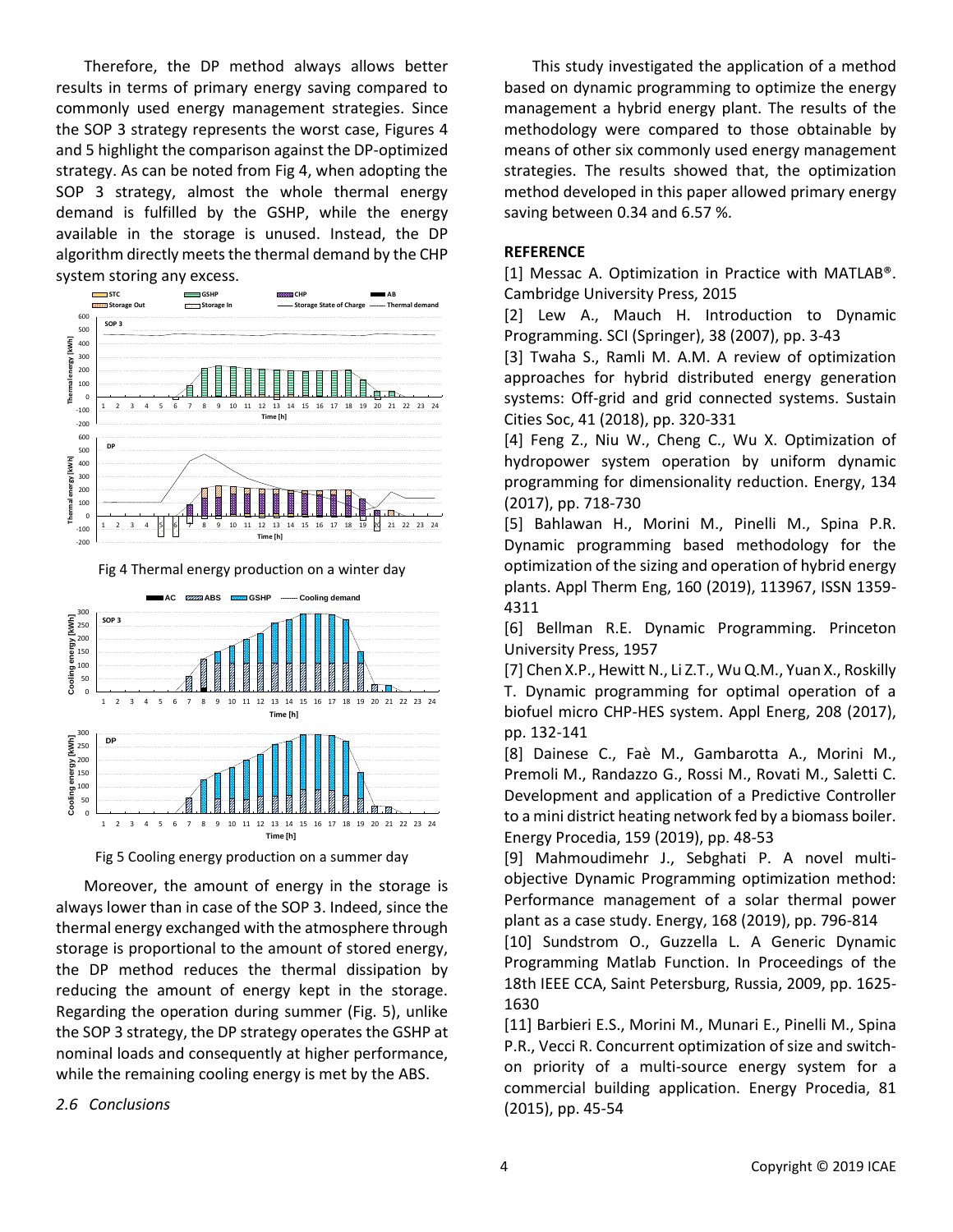Therefore, the DP method always allows better results in terms of primary energy saving compared to commonly used energy management strategies. Since the SOP 3 strategy represents the worst case, Figures 4 and 5 highlight the comparison against the DP-optimized strategy. As can be noted from Fig 4, when adopting the SOP 3 strategy, almost the whole thermal energy demand is fulfilled by the GSHP, while the energy available in the storage is unused. Instead, the DP algorithm directly meets the thermal demand by the CHP system storing any excess.

STC
Storage Out
GSHP
Storage In
CHP
Storage State of Charge
AB
Thermal demand

SOP 3
Thermal energy [kWh]
600
500
400
300
200
100
0
-100
-200
1 2 3 4 5 6 7 8 9 10 11 12 13 14 15 16 17 18 19 20 21 22 23 24
Time [h]

DP
Thermal energy [kWh]
600
500
400
300
200
100
0
-100
-200
1 2 3 4 5 6 7 8 9 10 11 12 13 14 15 16 17 18 19 20 21 22 23 24
Time [h]

Fig 4 Thermal energy production on a winter day

AC
ABS
GSHP
Cooling demand

SOP 3
Cooling energy [kWh]
300
250
200
150
100
50
0
1 2 3 4 5 6 7 8 9 10 11 12 13 14 15 16 17 18 19 20 21 22 23 24
Time [h]

DP
Cooling energy [kWh]
300
250
200
150
100
50
0
1 2 3 4 5 6 7 8 9 10 11 12 13 14 15 16 17 18 19 20 21 22 23 24
Time [h]

Fig 5 Cooling energy production on a summer day

Moreover, the amount of energy in the storage is always lower than in case of the SOP 3. Indeed, since the thermal energy exchanged with the atmosphere through storage is proportional to the amount of stored energy, the DP method reduces the thermal dissipation by reducing the amount of energy kept in the storage. Regarding the operation during summer (Fig. 5), unlike the SOP 3 strategy, the DP strategy operates the GSHP at nominal loads and consequently at higher performance, while the remaining cooling energy is met by the ABS.

### *2.6 Conclusions*

This study investigated the application of a method based on dynamic programming to optimize the energy management a hybrid energy plant. The results of the methodology were compared to those obtainable by means of other six commonly used energy management strategies. The results showed that, the optimization method developed in this paper allowed primary energy saving between 0.34 and 6.57 %.

## REFERENCE

[1] Messac A. Optimization in Practice with MATLAB®. Cambridge University Press, 2015

[2] Lew A., Mauch H. Introduction to Dynamic Programming. SCI (Springer), 38 (2007), pp. 3-43

[3] Twaha S., Ramli M. A.M. A review of optimization approaches for hybrid distributed energy generation systems: Off-grid and grid connected systems. Sustain Cities Soc, 41 (2018), pp. 320-331

[4] Feng Z., Niu W., Cheng C., Wu X. Optimization of hydropower system operation by uniform dynamic programming for dimensionality reduction. Energy, 134 (2017), pp. 718-730

[5] Bahlawan H., Morini M., Pinelli M., Spina P.R. Dynamic programming based methodology for the optimization of the sizing and operation of hybrid energy plants. Appl Therm Eng, 160 (2019), 113967, ISSN 1359-4311

[6] Bellman R.E. Dynamic Programming. Princeton University Press, 1957

[7] Chen X.P., Hewitt N., Li Z.T., Wu Q.M., Yuan X., Roskilly T. Dynamic programming for optimal operation of a biofuel micro CHP-HES system. Appl Energ, 208 (2017), pp. 132-141

[8] Dainese C., Faè M., Gambarotta A., Morini M., Premoli M., Randazzo G., Rossi M., Rovati M., Saletti C. Development and application of a Predictive Controller to a mini district heating network fed by a biomass boiler. Energy Procedia, 159 (2019), pp. 48-53

[9] Mahmoudimehr J., Sebghati P. A novel multi-objective Dynamic Programming optimization method: Performance management of a solar thermal power plant as a case study. Energy, 168 (2019), pp. 796-814

[10] Sundstrom O., Guzzella L. A Generic Dynamic Programming Matlab Function. In Proceedings of the 18th IEEE CCA, Saint Petersburg, Russia, 2009, pp. 1625-1630

[11] Barbieri E.S., Morini M., Munari E., Pinelli M., Spina P.R., Vecci R. Concurrent optimization of size and switch-on priority of a multi-source energy system for a commercial building application. Energy Procedia, 81 (2015), pp. 45-54